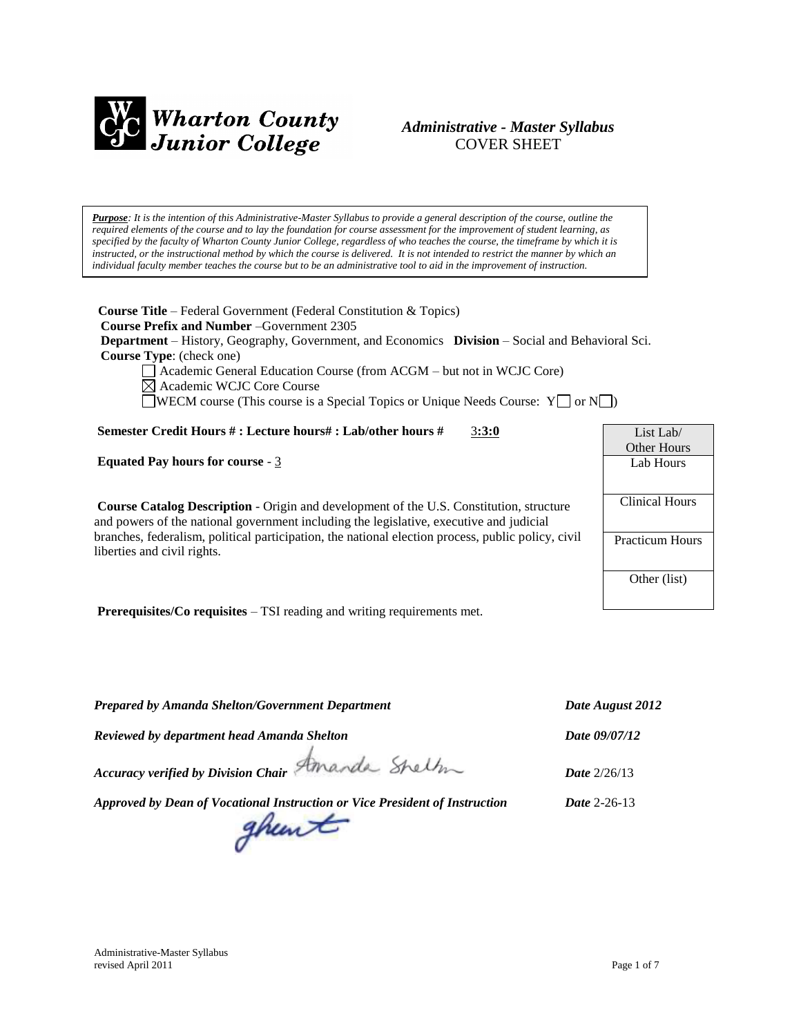Wharton County Junior College

*Administrative - Master Syllabus*
COVER SHEET

***Purpose**: It is the intention of this Administrative-Master Syllabus to provide a general description of the course, outline the required elements of the course and to lay the foundation for course assessment for the improvement of student learning, as specified by the faculty of Wharton County Junior College, regardless of who teaches the course, the timeframe by which it is instructed, or the instructional method by which the course is delivered. It is not intended to restrict the manner by which an individual faculty member teaches the course but to be an administrative tool to aid in the improvement of instruction.*

**Course Title** – Federal Government (Federal Constitution & Topics)
**Course Prefix and Number** –Government 2305
**Department** – History, Geography, Government, and Economics **Division** – Social and Behavioral Sci.
**Course Type**: (check one)

- ☐ Academic General Education Course (from ACGM – but not in WCJC Core)
- ☒ Academic WCJC Core Course
- ☐ WECM course (This course is a Special Topics or Unique Needs Course: Y☐ or N☐)

**Semester Credit Hours # : Lecture hours# : Lab/other hours #** 3**:3:0**

**Equated Pay hours for course** - 3

**Course Catalog Description** - Origin and development of the U.S. Constitution, structure and powers of the national government including the legislative, executive and judicial branches, federalism, political participation, the national election process, public policy, civil liberties and civil rights.

| List Lab/ Other Hours |
|---|
| Lab Hours |
| Clinical Hours |
| Practicum Hours |
| Other (list) |

**Prerequisites/Co requisites** – TSI reading and writing requirements met.

***Prepared by Amanda Shelton/Government Department*** ***Date August 2012***

***Reviewed by department head Amanda Shelton*** ***Date 09/07/12***

***Accuracy verified by Division Chair*** Amanda Shelton ***Date*** 2/26/13

***Approved by Dean of Vocational Instruction or Vice President of Instruction*** ***Date*** 2-26-13

Administrative-Master Syllabus
revised April 2011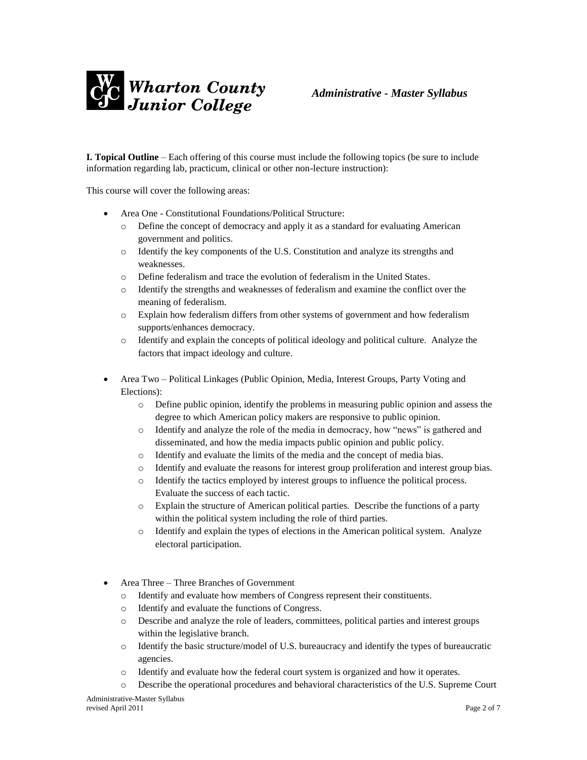**I. Topical Outline** – Each offering of this course must include the following topics (be sure to include information regarding lab, practicum, clinical or other non-lecture instruction):

This course will cover the following areas:

- Area One - Constitutional Foundations/Political Structure:
  - Define the concept of democracy and apply it as a standard for evaluating American government and politics.
  - Identify the key components of the U.S. Constitution and analyze its strengths and weaknesses.
  - Define federalism and trace the evolution of federalism in the United States.
  - Identify the strengths and weaknesses of federalism and examine the conflict over the meaning of federalism.
  - Explain how federalism differs from other systems of government and how federalism supports/enhances democracy.
  - Identify and explain the concepts of political ideology and political culture. Analyze the factors that impact ideology and culture.

- Area Two – Political Linkages (Public Opinion, Media, Interest Groups, Party Voting and Elections):
  - Define public opinion, identify the problems in measuring public opinion and assess the degree to which American policy makers are responsive to public opinion.
  - Identify and analyze the role of the media in democracy, how "news" is gathered and disseminated, and how the media impacts public opinion and public policy.
  - Identify and evaluate the limits of the media and the concept of media bias.
  - Identify and evaluate the reasons for interest group proliferation and interest group bias.
  - Identify the tactics employed by interest groups to influence the political process. Evaluate the success of each tactic.
  - Explain the structure of American political parties. Describe the functions of a party within the political system including the role of third parties.
  - Identify and explain the types of elections in the American political system. Analyze electoral participation.

- Area Three – Three Branches of Government
  - Identify and evaluate how members of Congress represent their constituents.
  - Identify and evaluate the functions of Congress.
  - Describe and analyze the role of leaders, committees, political parties and interest groups within the legislative branch.
  - Identify the basic structure/model of U.S. bureaucracy and identify the types of bureaucratic agencies.
  - Identify and evaluate how the federal court system is organized and how it operates.
  - Describe the operational procedures and behavioral characteristics of the U.S. Supreme Court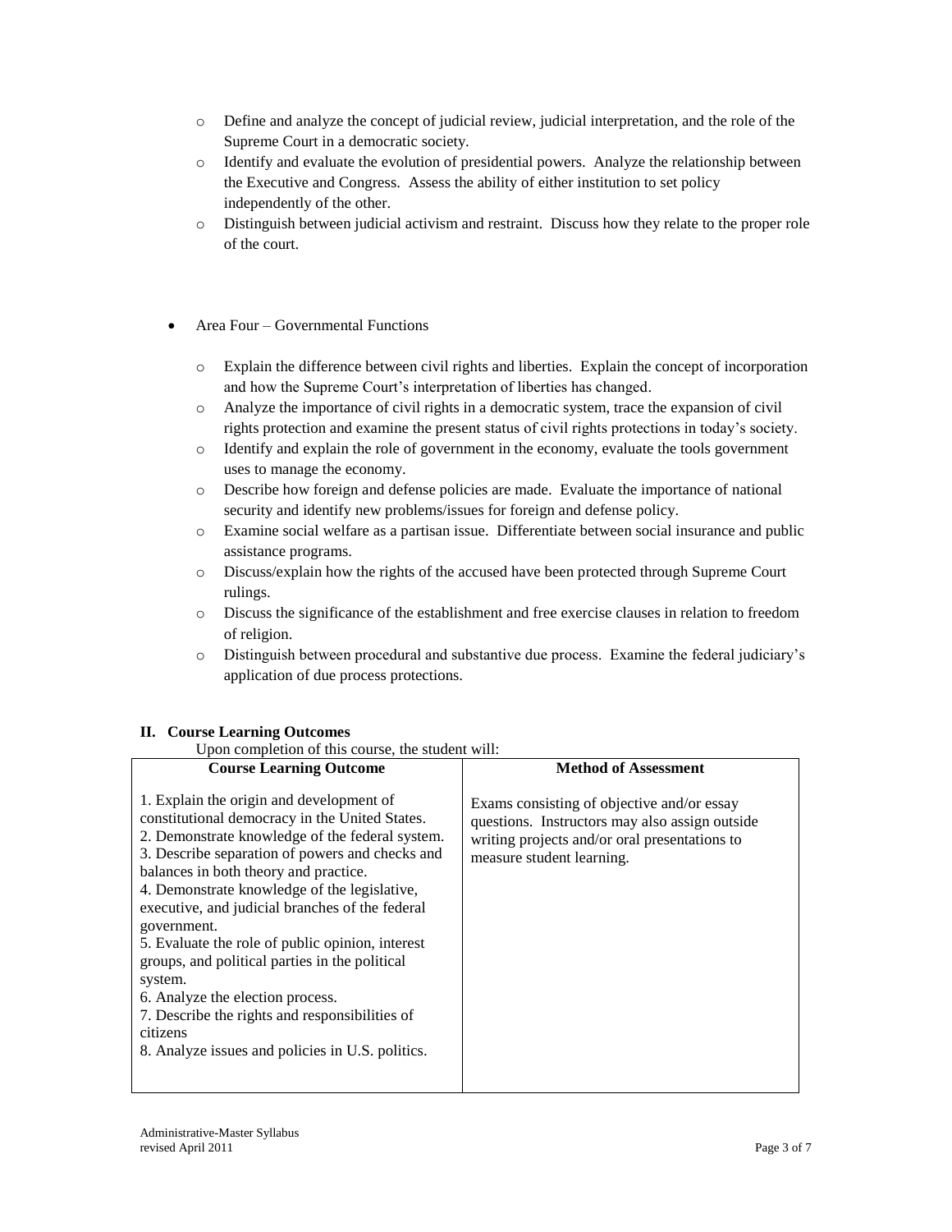- Define and analyze the concept of judicial review, judicial interpretation, and the role of the Supreme Court in a democratic society.
- Identify and evaluate the evolution of presidential powers. Analyze the relationship between the Executive and Congress. Assess the ability of either institution to set policy independently of the other.
- Distinguish between judicial activism and restraint. Discuss how they relate to the proper role of the court.

- Area Four – Governmental Functions
  - Explain the difference between civil rights and liberties. Explain the concept of incorporation and how the Supreme Court's interpretation of liberties has changed.
  - Analyze the importance of civil rights in a democratic system, trace the expansion of civil rights protection and examine the present status of civil rights protections in today's society.
  - Identify and explain the role of government in the economy, evaluate the tools government uses to manage the economy.
  - Describe how foreign and defense policies are made. Evaluate the importance of national security and identify new problems/issues for foreign and defense policy.
  - Examine social welfare as a partisan issue. Differentiate between social insurance and public assistance programs.
  - Discuss/explain how the rights of the accused have been protected through Supreme Court rulings.
  - Discuss the significance of the establishment and free exercise clauses in relation to freedom of religion.
  - Distinguish between procedural and substantive due process. Examine the federal judiciary's application of due process protections.

## II. Course Learning Outcomes

Upon completion of this course, the student will:

| Course Learning Outcome | Method of Assessment |
| --- | --- |
| 1. Explain the origin and development of constitutional democracy in the United States.<br>2. Demonstrate knowledge of the federal system.<br>3. Describe separation of powers and checks and balances in both theory and practice.<br>4. Demonstrate knowledge of the legislative, executive, and judicial branches of the federal government.<br>5. Evaluate the role of public opinion, interest groups, and political parties in the political system.<br>6. Analyze the election process.<br>7. Describe the rights and responsibilities of citizens<br>8. Analyze issues and policies in U.S. politics. | Exams consisting of objective and/or essay questions. Instructors may also assign outside writing projects and/or oral presentations to measure student learning. |

Administrative-Master Syllabus
revised April 2011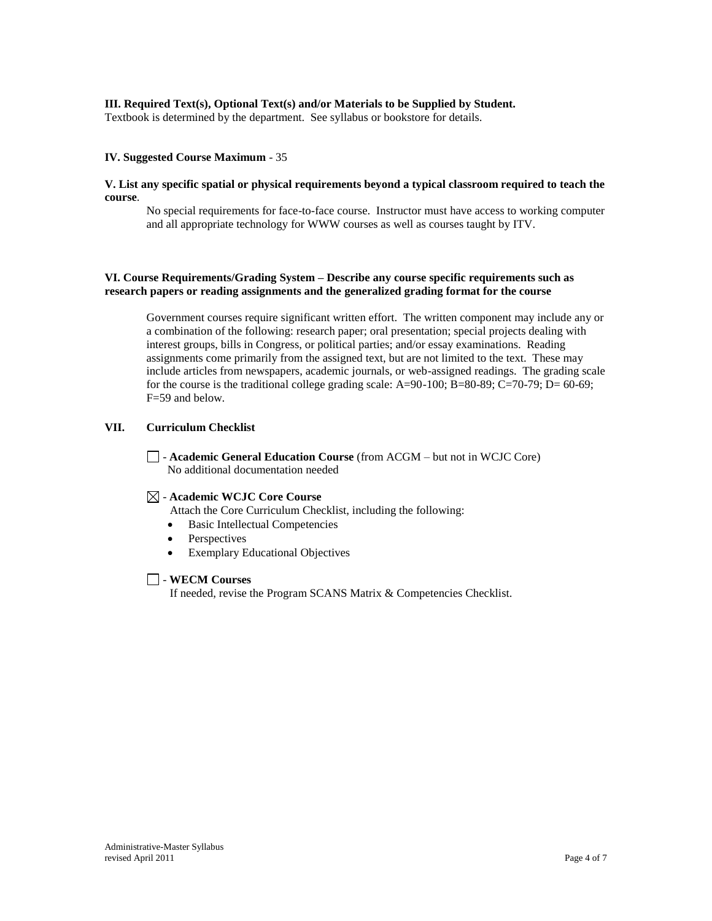**III. Required Text(s), Optional Text(s) and/or Materials to be Supplied by Student.**
Textbook is determined by the department. See syllabus or bookstore for details.

**IV. Suggested Course Maximum** - 35

**V. List any specific spatial or physical requirements beyond a typical classroom required to teach the course**.

No special requirements for face-to-face course. Instructor must have access to working computer and all appropriate technology for WWW courses as well as courses taught by ITV.

**VI. Course Requirements/Grading System – Describe any course specific requirements such as research papers or reading assignments and the generalized grading format for the course**

Government courses require significant written effort. The written component may include any or a combination of the following: research paper; oral presentation; special projects dealing with interest groups, bills in Congress, or political parties; and/or essay examinations. Reading assignments come primarily from the assigned text, but are not limited to the text. These may include articles from newspapers, academic journals, or web-assigned readings. The grading scale for the course is the traditional college grading scale: A=90-100; B=80-89; C=70-79; D= 60-69; F=59 and below.

**VII. Curriculum Checklist**

☐ - **Academic General Education Course** (from ACGM – but not in WCJC Core)
No additional documentation needed

☒ - **Academic WCJC Core Course**
Attach the Core Curriculum Checklist, including the following:

- Basic Intellectual Competencies
- Perspectives
- Exemplary Educational Objectives

☐ - **WECM Courses**
If needed, revise the Program SCANS Matrix & Competencies Checklist.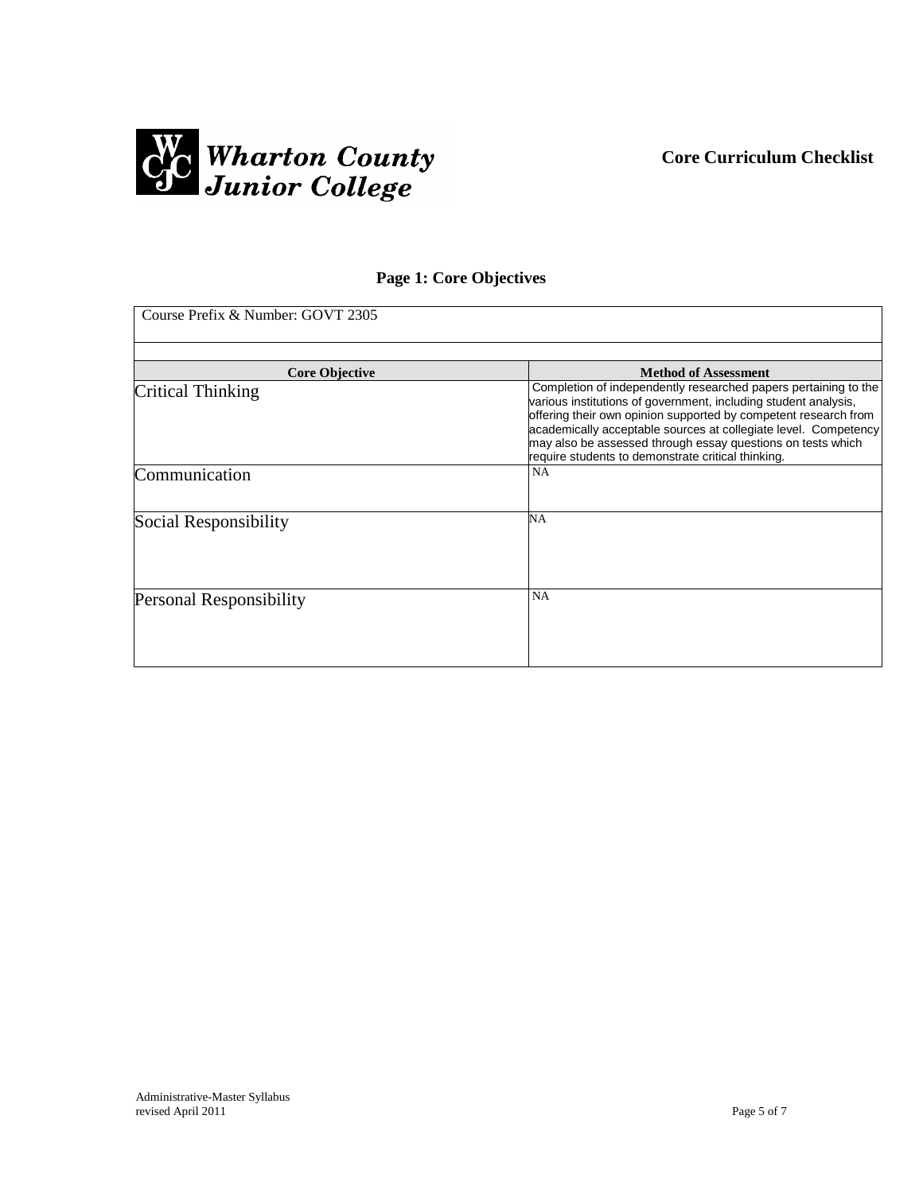**Wharton County Junior College**

**Core Curriculum Checklist**

## Page 1: Core Objectives

| Course Prefix & Number: GOVT 2305 | |
|---|---|
| **Core Objective** | **Method of Assessment** |
| Critical Thinking | Completion of independently researched papers pertaining to the various institutions of government, including student analysis, offering their own opinion supported by competent research from academically acceptable sources at collegiate level. Competency may also be assessed through essay questions on tests which require students to demonstrate critical thinking. |
| Communication | NA |
| Social Responsibility | NA |
| Personal Responsibility | NA |

Administrative-Master Syllabus
revised April 2011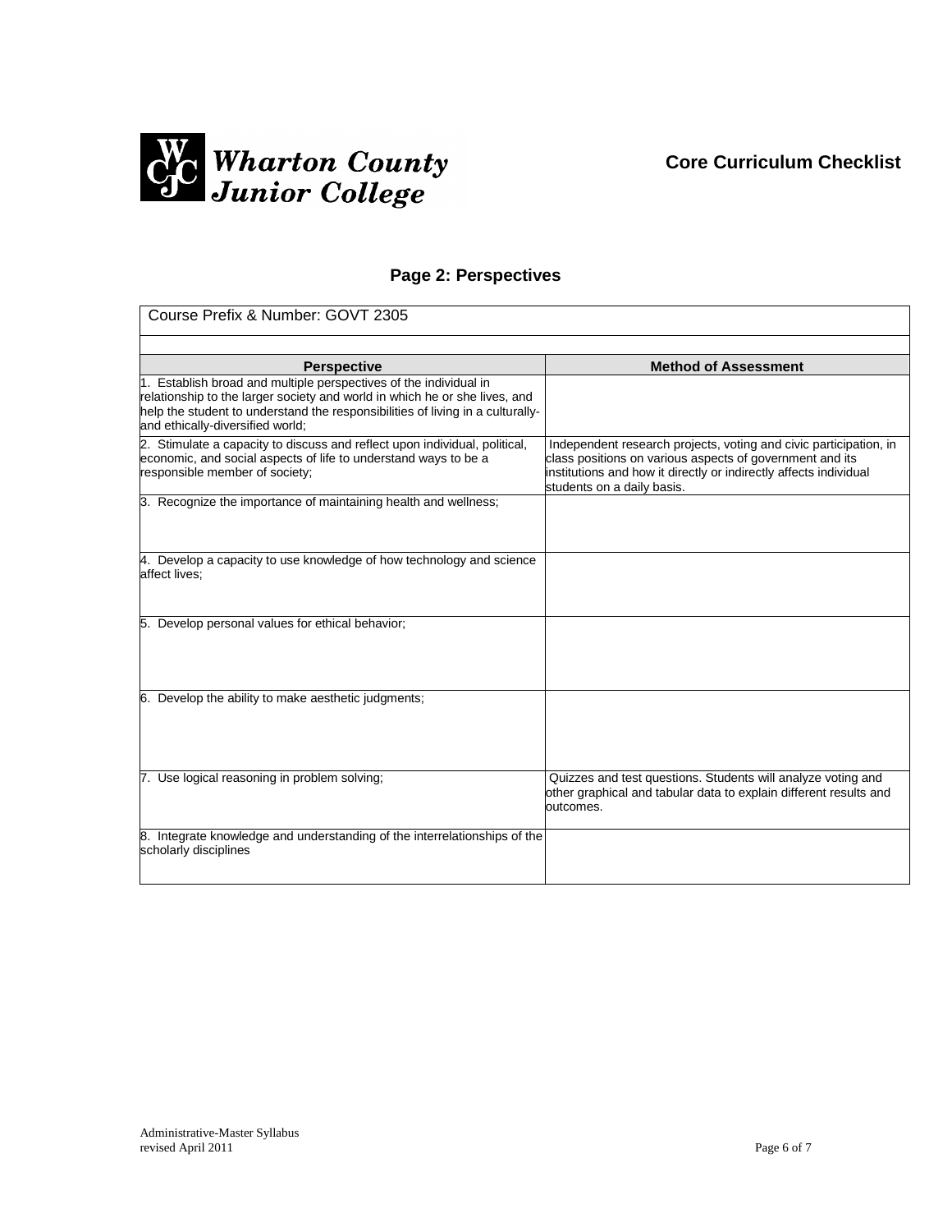Wharton County Junior College

**Core Curriculum Checklist**

## Page 2: Perspectives

Course Prefix & Number: GOVT 2305

| Perspective | Method of Assessment |
|---|---|
| 1. Establish broad and multiple perspectives of the individual in relationship to the larger society and world in which he or she lives, and help the student to understand the responsibilities of living in a culturally- and ethically-diversified world; | |
| 2. Stimulate a capacity to discuss and reflect upon individual, political, economic, and social aspects of life to understand ways to be a responsible member of society; | Independent research projects, voting and civic participation, in class positions on various aspects of government and its institutions and how it directly or indirectly affects individual students on a daily basis. |
| 3. Recognize the importance of maintaining health and wellness; | |
| 4. Develop a capacity to use knowledge of how technology and science affect lives; | |
| 5. Develop personal values for ethical behavior; | |
| 6. Develop the ability to make aesthetic judgments; | |
| 7. Use logical reasoning in problem solving; | Quizzes and test questions. Students will analyze voting and other graphical and tabular data to explain different results and outcomes. |
| 8. Integrate knowledge and understanding of the interrelationships of the scholarly disciplines | |

Administrative-Master Syllabus
revised April 2011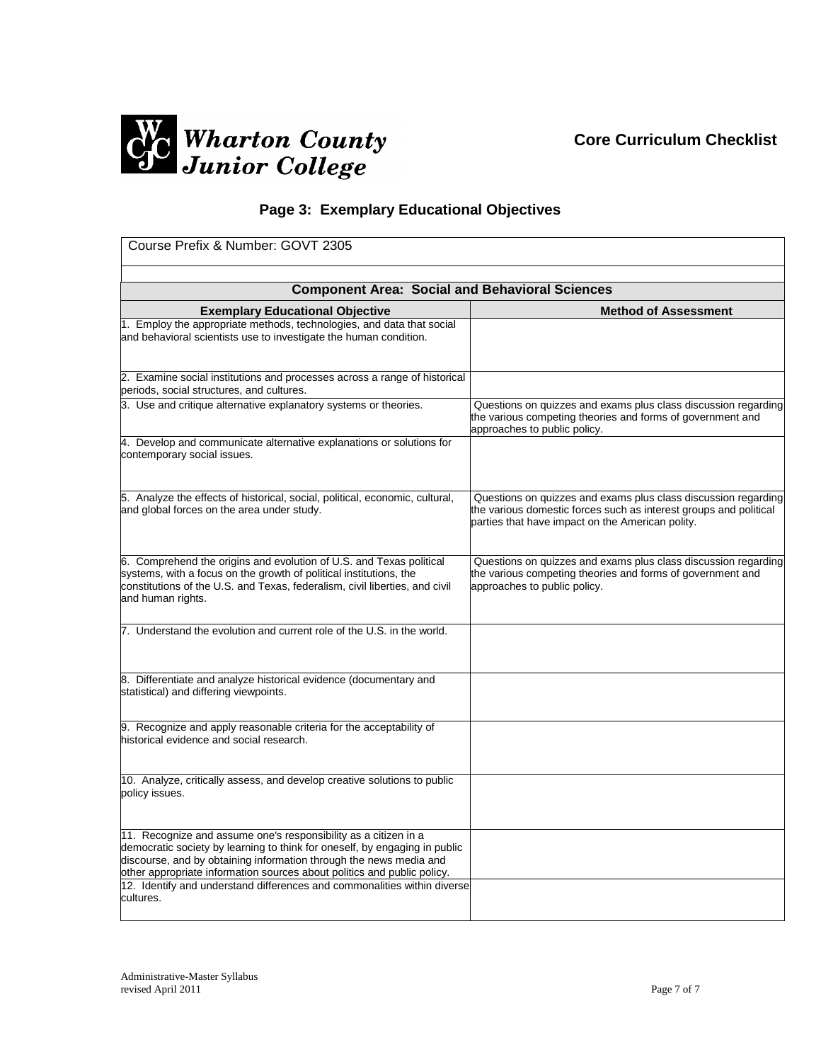Wharton County Junior College

**Core Curriculum Checklist**

## Page 3: Exemplary Educational Objectives

Course Prefix & Number: GOVT 2305

**Component Area: Social and Behavioral Sciences**

| Exemplary Educational Objective | Method of Assessment |
|---|---|
| 1. Employ the appropriate methods, technologies, and data that social and behavioral scientists use to investigate the human condition. | |
| 2. Examine social institutions and processes across a range of historical periods, social structures, and cultures. | |
| 3. Use and critique alternative explanatory systems or theories. | Questions on quizzes and exams plus class discussion regarding the various competing theories and forms of government and approaches to public policy. |
| 4. Develop and communicate alternative explanations or solutions for contemporary social issues. | |
| 5. Analyze the effects of historical, social, political, economic, cultural, and global forces on the area under study. | Questions on quizzes and exams plus class discussion regarding the various domestic forces such as interest groups and political parties that have impact on the American polity. |
| 6. Comprehend the origins and evolution of U.S. and Texas political systems, with a focus on the growth of political institutions, the constitutions of the U.S. and Texas, federalism, civil liberties, and civil and human rights. | Questions on quizzes and exams plus class discussion regarding the various competing theories and forms of government and approaches to public policy. |
| 7. Understand the evolution and current role of the U.S. in the world. | |
| 8. Differentiate and analyze historical evidence (documentary and statistical) and differing viewpoints. | |
| 9. Recognize and apply reasonable criteria for the acceptability of historical evidence and social research. | |
| 10. Analyze, critically assess, and develop creative solutions to public policy issues. | |
| 11. Recognize and assume one's responsibility as a citizen in a democratic society by learning to think for oneself, by engaging in public discourse, and by obtaining information through the news media and other appropriate information sources about politics and public policy. | |
| 12. Identify and understand differences and commonalities within diverse cultures. | |

Administrative-Master Syllabus
revised April 2011